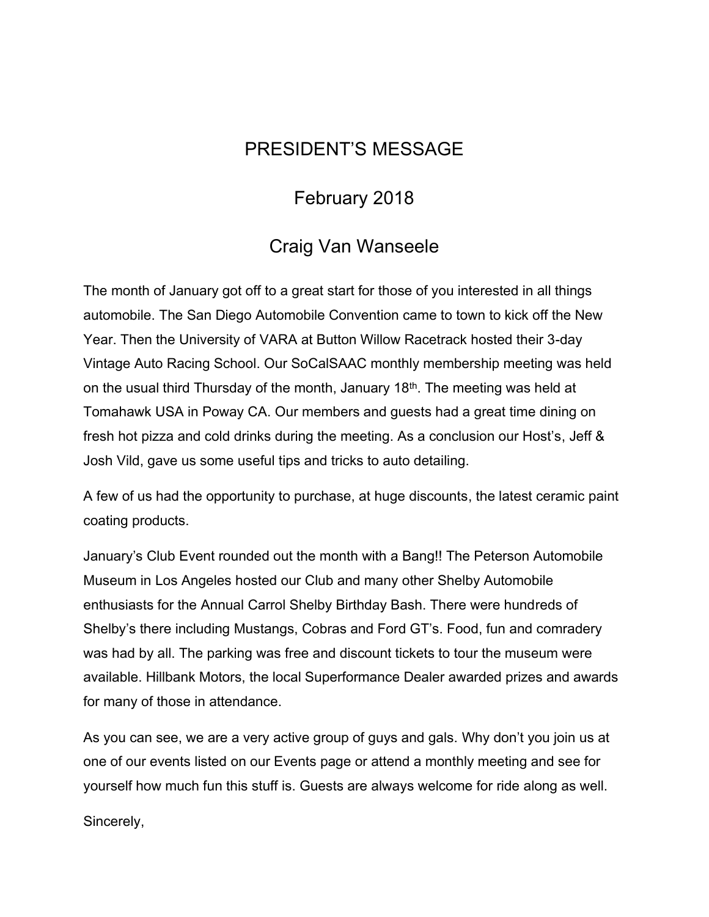# PRESIDENT'S MESSAGE

## February 2018

## Craig Van Wanseele

The month of January got off to a great start for those of you interested in all things automobile. The San Diego Automobile Convention came to town to kick off the New Year. Then the University of VARA at Button Willow Racetrack hosted their 3-day Vintage Auto Racing School. Our SoCalSAAC monthly membership meeting was held on the usual third Thursday of the month, January 18th. The meeting was held at Tomahawk USA in Poway CA. Our members and guests had a great time dining on fresh hot pizza and cold drinks during the meeting. As a conclusion our Host's, Jeff & Josh Vild, gave us some useful tips and tricks to auto detailing.

A few of us had the opportunity to purchase, at huge discounts, the latest ceramic paint coating products.

January's Club Event rounded out the month with a Bang!! The Peterson Automobile Museum in Los Angeles hosted our Club and many other Shelby Automobile enthusiasts for the Annual Carrol Shelby Birthday Bash. There were hundreds of Shelby's there including Mustangs, Cobras and Ford GT's. Food, fun and comradery was had by all. The parking was free and discount tickets to tour the museum were available. Hillbank Motors, the local Superformance Dealer awarded prizes and awards for many of those in attendance.

As you can see, we are a very active group of guys and gals. Why don't you join us at one of our events listed on our Events page or attend a monthly meeting and see for yourself how much fun this stuff is. Guests are always welcome for ride along as well.

Sincerely,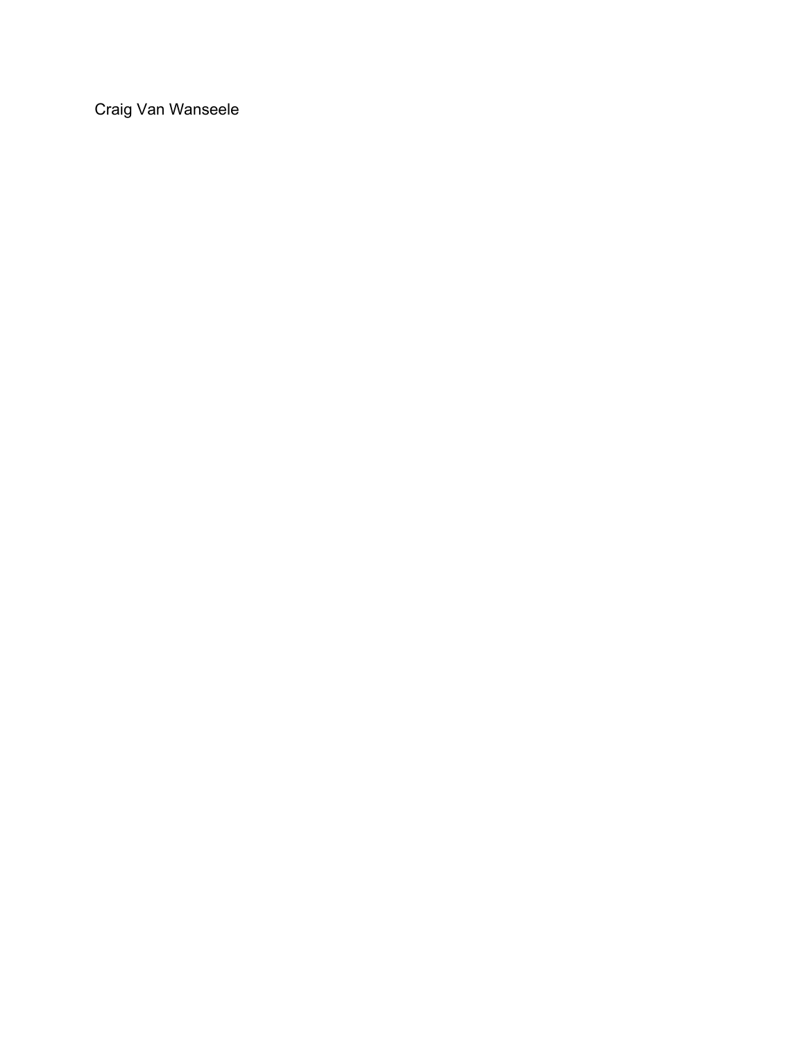Craig Van Wanseele